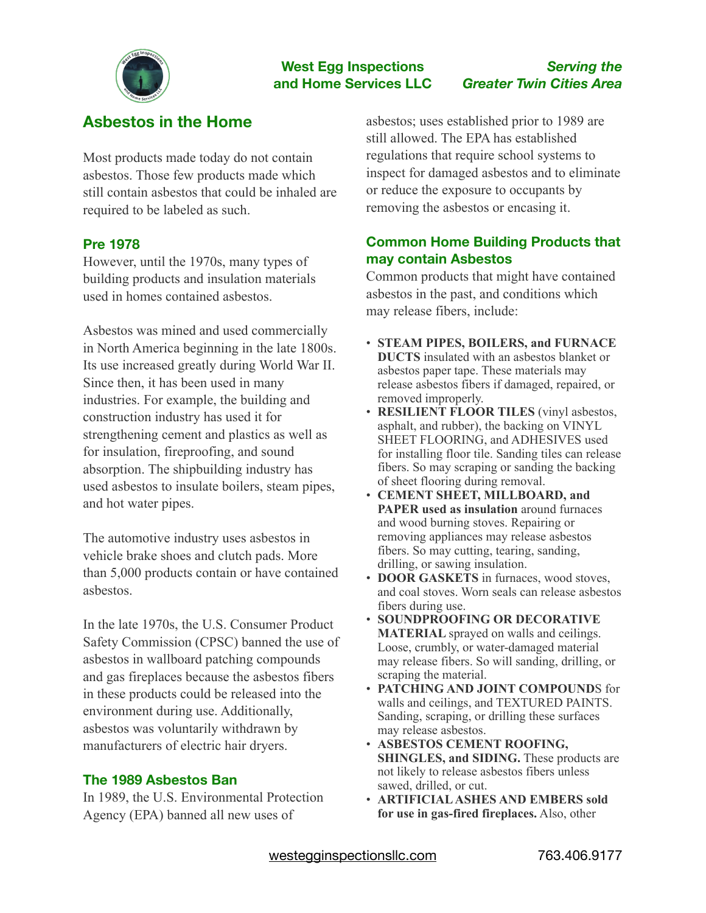West Egg Inspections and Home Services LLC

*Serving the Greater Twin Cities Area*

## Asbestos in the Home

Most products made today do not contain asbestos. Those few products made which still contain asbestos that could be inhaled are required to be labeled as such.

### Pre 1978

However, until the 1970s, many types of building products and insulation materials used in homes contained asbestos.

Asbestos was mined and used commercially in North America beginning in the late 1800s. Its use increased greatly during World War II. Since then, it has been used in many industries. For example, the building and construction industry has used it for strengthening cement and plastics as well as for insulation, fireproofing, and sound absorption. The shipbuilding industry has used asbestos to insulate boilers, steam pipes, and hot water pipes.

The automotive industry uses asbestos in vehicle brake shoes and clutch pads. More than 5,000 products contain or have contained asbestos.

In the late 1970s, the U.S. Consumer Product Safety Commission (CPSC) banned the use of asbestos in wallboard patching compounds and gas fireplaces because the asbestos fibers in these products could be released into the environment during use. Additionally, asbestos was voluntarily withdrawn by manufacturers of electric hair dryers.

### The 1989 Asbestos Ban

In 1989, the U.S. Environmental Protection Agency (EPA) banned all new uses of asbestos; uses established prior to 1989 are still allowed. The EPA has established regulations that require school systems to inspect for damaged asbestos and to eliminate or reduce the exposure to occupants by removing the asbestos or encasing it.

### Common Home Building Products that may contain Asbestos

Common products that might have contained asbestos in the past, and conditions which may release fibers, include:

- **STEAM PIPES, BOILERS, and FURNACE DUCTS** insulated with an asbestos blanket or asbestos paper tape. These materials may release asbestos fibers if damaged, repaired, or removed improperly.
- **RESILIENT FLOOR TILES** (vinyl asbestos, asphalt, and rubber), the backing on VINYL SHEET FLOORING, and ADHESIVES used for installing floor tile. Sanding tiles can release fibers. So may scraping or sanding the backing of sheet flooring during removal.
- **CEMENT SHEET, MILLBOARD, and PAPER used as insulation** around furnaces and wood burning stoves. Repairing or removing appliances may release asbestos fibers. So may cutting, tearing, sanding, drilling, or sawing insulation.
- **DOOR GASKETS** in furnaces, wood stoves, and coal stoves. Worn seals can release asbestos fibers during use.
- **SOUNDPROOFING OR DECORATIVE MATERIAL** sprayed on walls and ceilings. Loose, crumbly, or water-damaged material may release fibers. So will sanding, drilling, or scraping the material.
- **PATCHING AND JOINT COMPOUND**S for walls and ceilings, and TEXTURED PAINTS. Sanding, scraping, or drilling these surfaces may release asbestos.
- **ASBESTOS CEMENT ROOFING, SHINGLES, and SIDING.** These products are not likely to release asbestos fibers unless sawed, drilled, or cut.
- **ARTIFICIAL ASHES AND EMBERS sold for use in gas-fired fireplaces.** Also, other

westegginspectionsllc.com 763.406.9177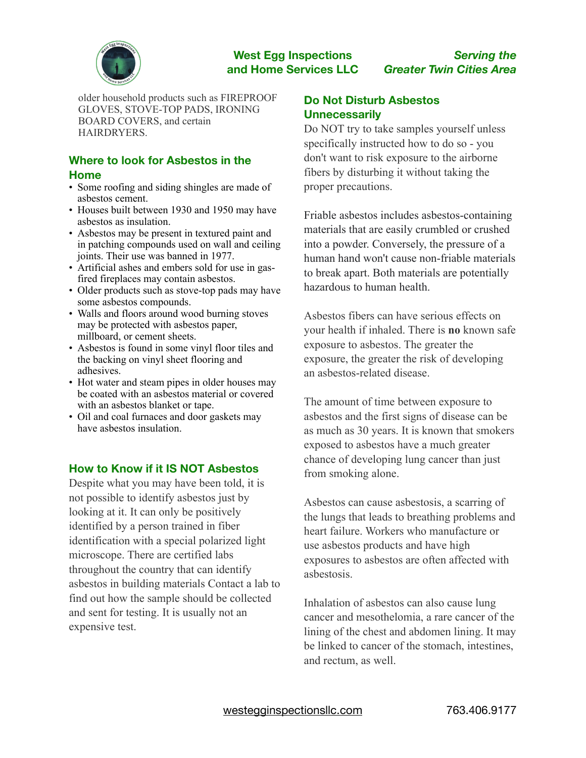older household products such as FIREPROOF GLOVES, STOVE-TOP PADS, IRONING BOARD COVERS, and certain HAIRDRYERS.

## Where to look for Asbestos in the Home

- Some roofing and siding shingles are made of asbestos cement.
- Houses built between 1930 and 1950 may have asbestos as insulation.
- Asbestos may be present in textured paint and in patching compounds used on wall and ceiling joints. Their use was banned in 1977.
- Artificial ashes and embers sold for use in gas-fired fireplaces may contain asbestos.
- Older products such as stove-top pads may have some asbestos compounds.
- Walls and floors around wood burning stoves may be protected with asbestos paper, millboard, or cement sheets.
- Asbestos is found in some vinyl floor tiles and the backing on vinyl sheet flooring and adhesives.
- Hot water and steam pipes in older houses may be coated with an asbestos material or covered with an asbestos blanket or tape.
- Oil and coal furnaces and door gaskets may have asbestos insulation.

## How to Know if it IS NOT Asbestos

Despite what you may have been told, it is not possible to identify asbestos just by looking at it. It can only be positively identified by a person trained in fiber identification with a special polarized light microscope. There are certified labs throughout the country that can identify asbestos in building materials Contact a lab to find out how the sample should be collected and sent for testing. It is usually not an expensive test.

## Do Not Disturb Asbestos Unnecessarily

Do NOT try to take samples yourself unless specifically instructed how to do so - you don't want to risk exposure to the airborne fibers by disturbing it without taking the proper precautions.

Friable asbestos includes asbestos-containing materials that are easily crumbled or crushed into a powder. Conversely, the pressure of a human hand won't cause non-friable materials to break apart. Both materials are potentially hazardous to human health.

Asbestos fibers can have serious effects on your health if inhaled. There is **no** known safe exposure to asbestos. The greater the exposure, the greater the risk of developing an asbestos-related disease.

The amount of time between exposure to asbestos and the first signs of disease can be as much as 30 years. It is known that smokers exposed to asbestos have a much greater chance of developing lung cancer than just from smoking alone.

Asbestos can cause asbestosis, a scarring of the lungs that leads to breathing problems and heart failure. Workers who manufacture or use asbestos products and have high exposures to asbestos are often affected with asbestosis.

Inhalation of asbestos can also cause lung cancer and mesothelomia, a rare cancer of the lining of the chest and abdomen lining. It may be linked to cancer of the stomach, intestines, and rectum, as well.